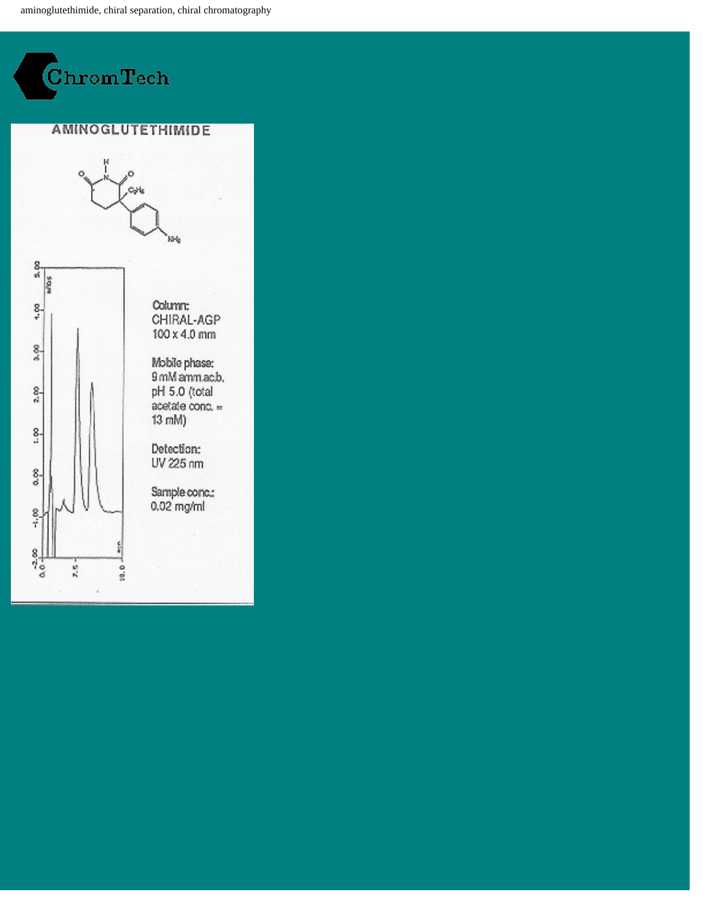aminoglutethimide, chiral separation, chiral chromatography

ChromTech

## AMINOGLUTETHIMIDE

Column:
CHIRAL-AGP
100 x 4.0 mm

Mobile phase:
9 mM amm.ac.b.
pH 5.0 (total acetate conc. = 13 mM)

Detection:
UV 225 nm

Sample conc.:
0.02 mg/ml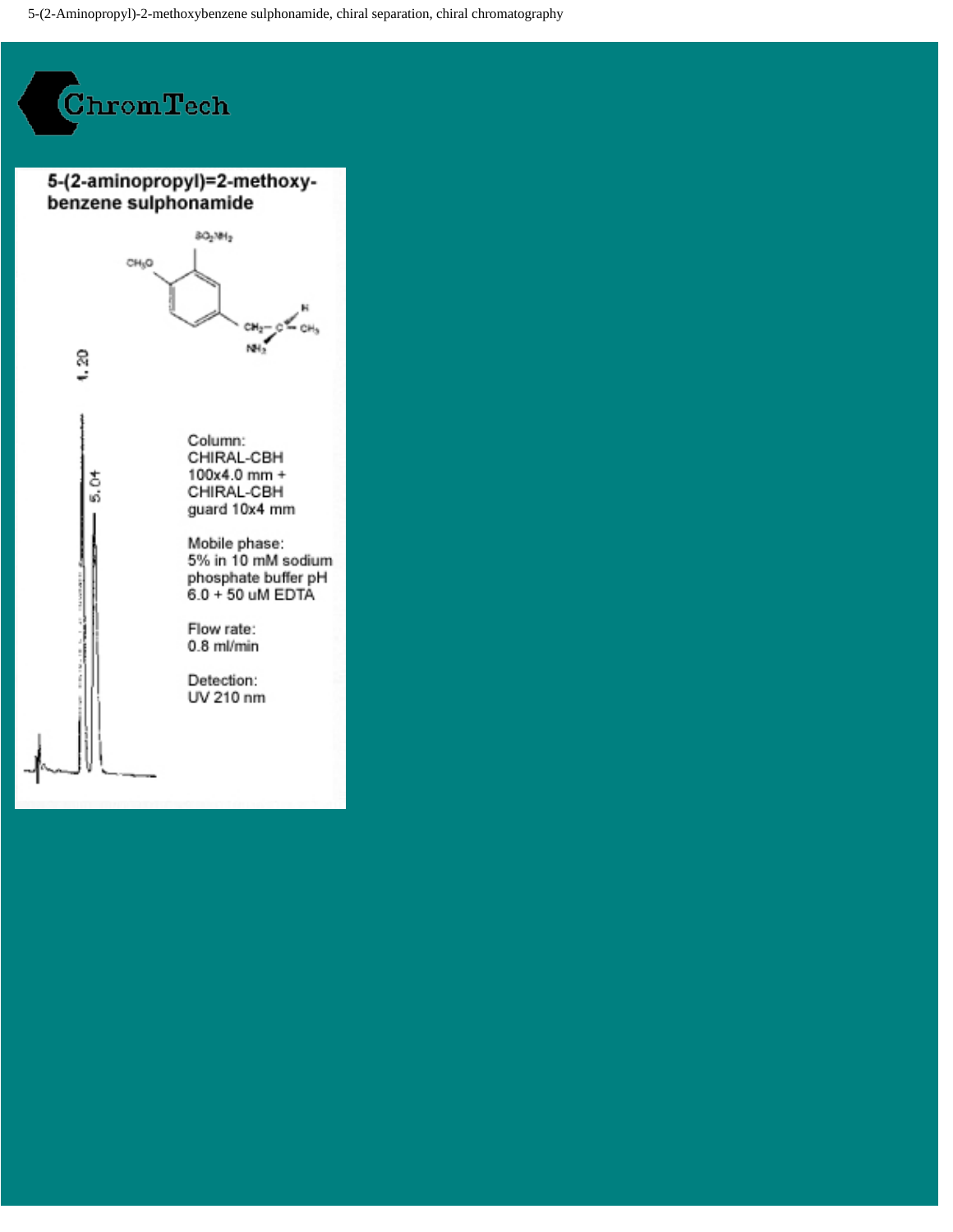5-(2-Aminopropyl)-2-methoxybenzene sulphonamide, chiral separation, chiral chromatography

ChromTech

## 5-(2-aminopropyl)=2-methoxy-benzene sulphonamide

$SO_2NH_2$

$CH_3O$

$CH_2-C-CH_3$

H

$NH_2$

1.20

5.04

Column:
CHIRAL-CBH
100x4.0 mm +
CHIRAL-CBH
guard 10x4 mm

Mobile phase:
5% in 10 mM sodium phosphate buffer pH 6.0 + 50 uM EDTA

Flow rate:
0.8 ml/min

Detection:
UV 210 nm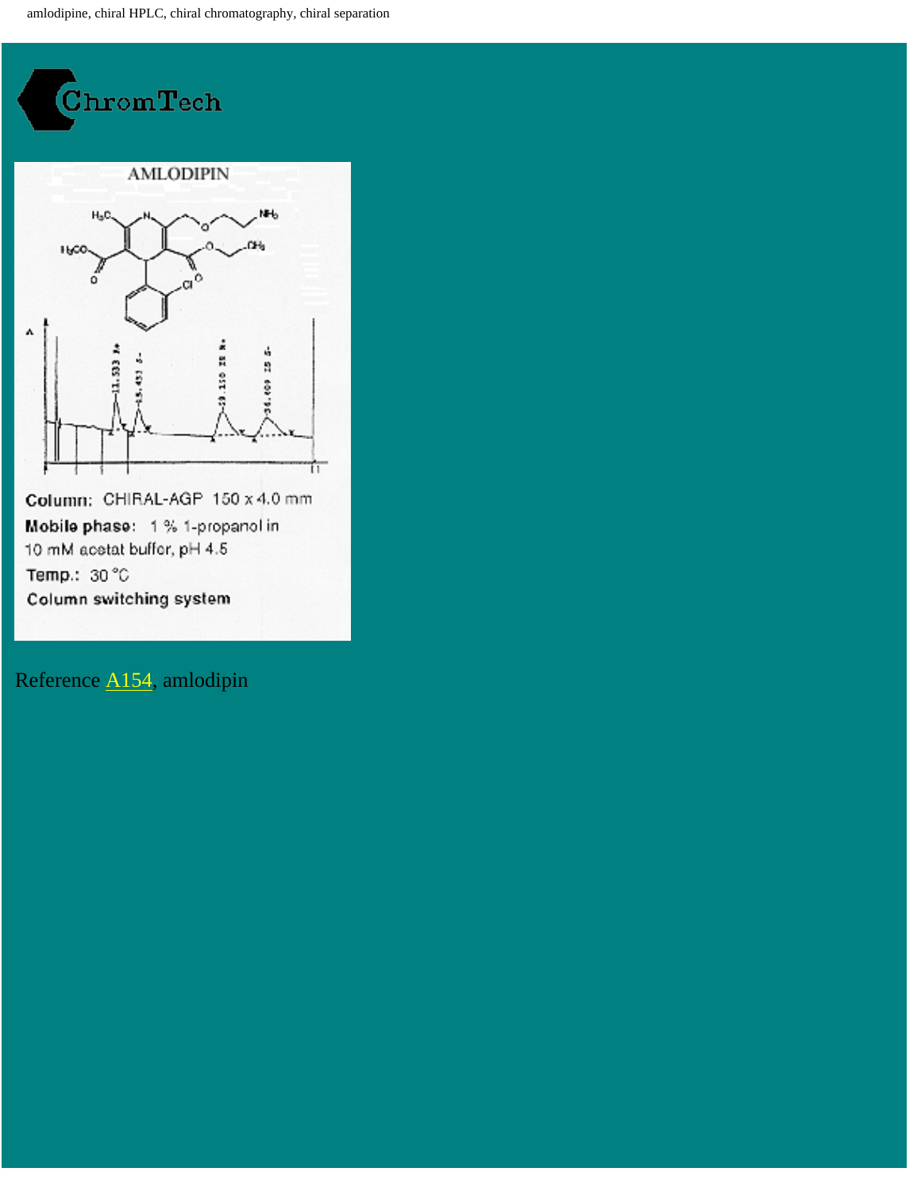amlodipine, chiral HPLC, chiral chromatography, chiral separation

ChromTech

AMLODIPIN

Column: CHIRAL-AGP 150 x 4.0 mm

Mobile phase: 1 % 1-propanol in 10 mM acetat buffer, pH 4.5

Temp.: 30 °C

Column switching system

Reference A154, amlodipin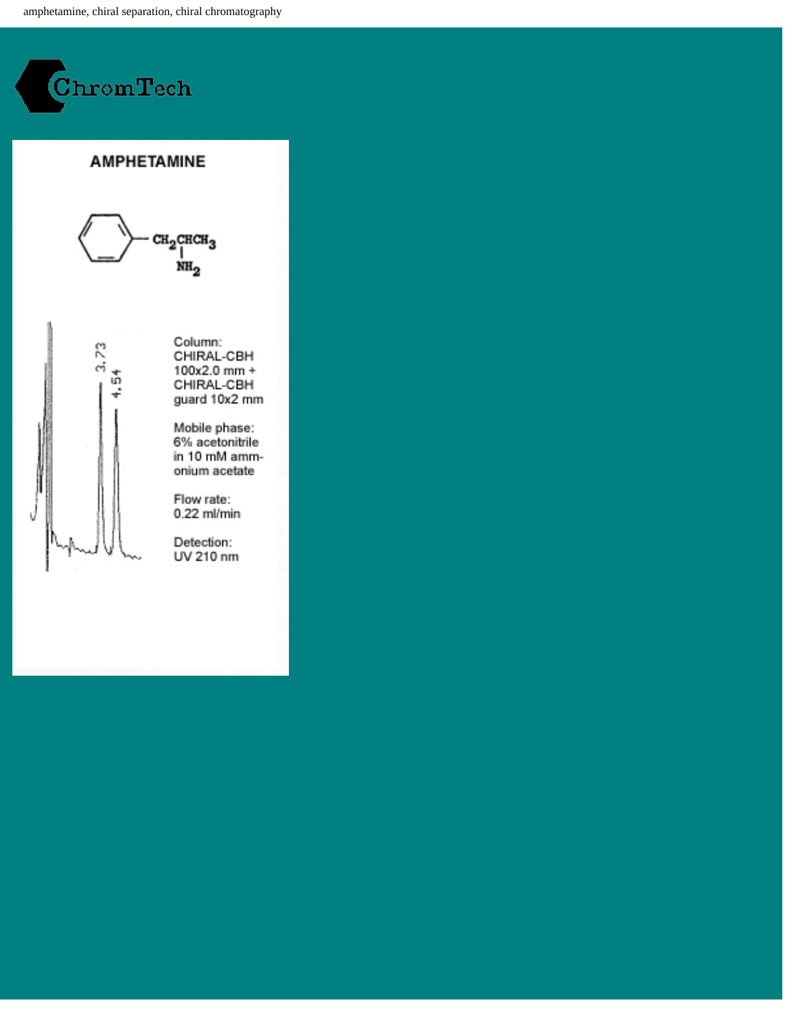amphetamine, chiral separation, chiral chromatography

ChromTech

## AMPHETAMINE

$CH_2CHCH_3$

$NH_2$

3.73

4.54

Column:
CHIRAL-CBH
100x2.0 mm +
CHIRAL-CBH
guard 10x2 mm

Mobile phase:
6% acetonitrile
in 10 mM ammonium acetate

Flow rate:
0.22 ml/min

Detection:
UV 210 nm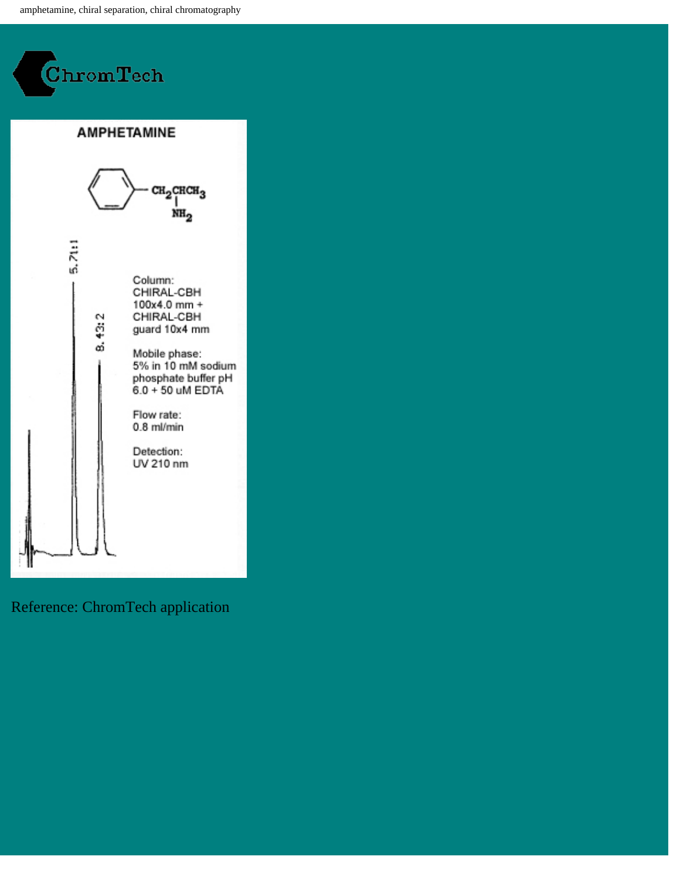amphetamine, chiral separation, chiral chromatography

ChromTech

## AMPHETAMINE

5.711

8.432

Column:
CHIRAL-CBH
100x4.0 mm +
CHIRAL-CBH
guard 10x4 mm

Mobile phase:
5% in 10 mM sodium
phosphate buffer pH
6.0 + 50 uM EDTA

Flow rate:
0.8 ml/min

Detection:
UV 210 nm

Reference: ChromTech application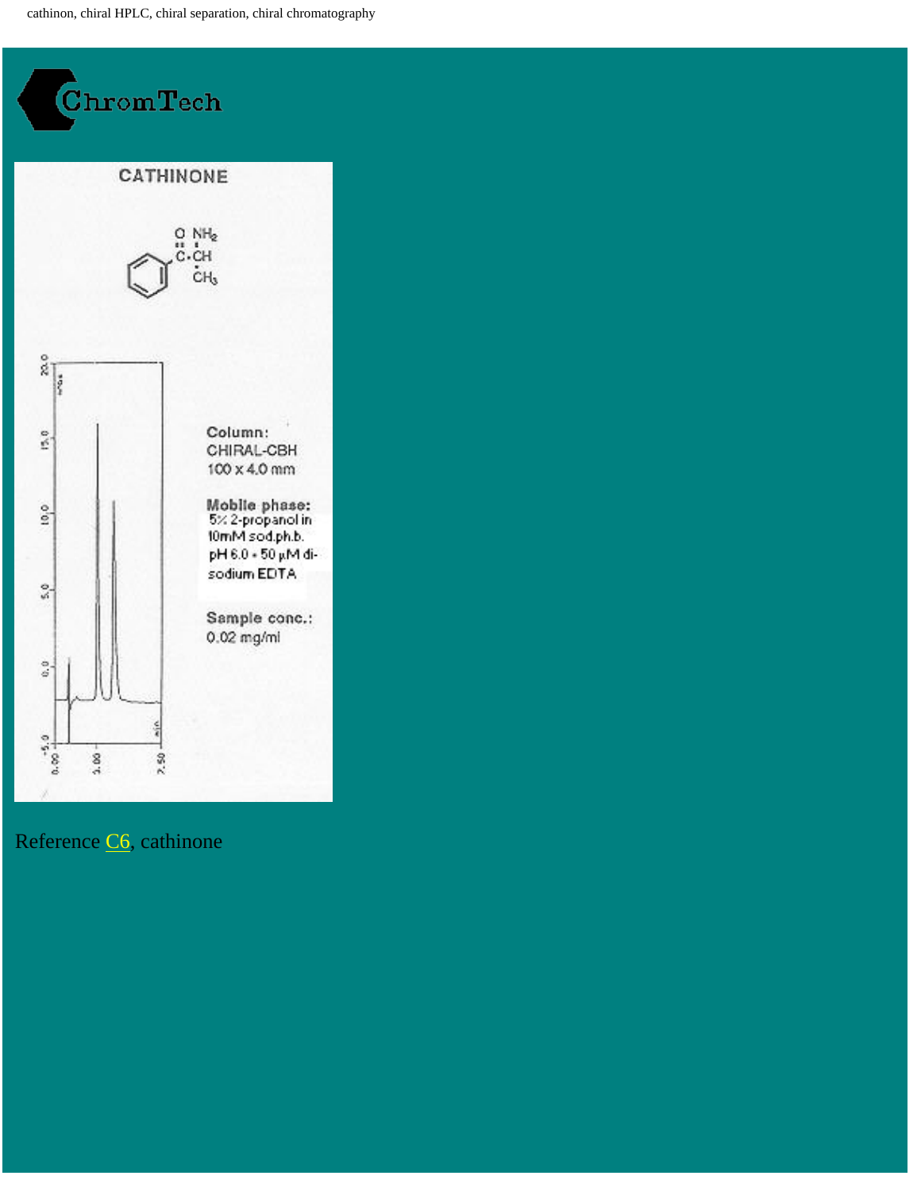cathinon, chiral HPLC, chiral separation, chiral chromatography

ChromTech

# CATHINONE

**Column:**
CHIRAL-CBH
100 x 4.0 mm

**Mobile phase:**
5% 2-propanol in 10mM sod.ph.b. pH 6.0 + 50 µM di-sodium EDTA

**Sample conc.:**
0.02 mg/ml

Reference C6, cathinone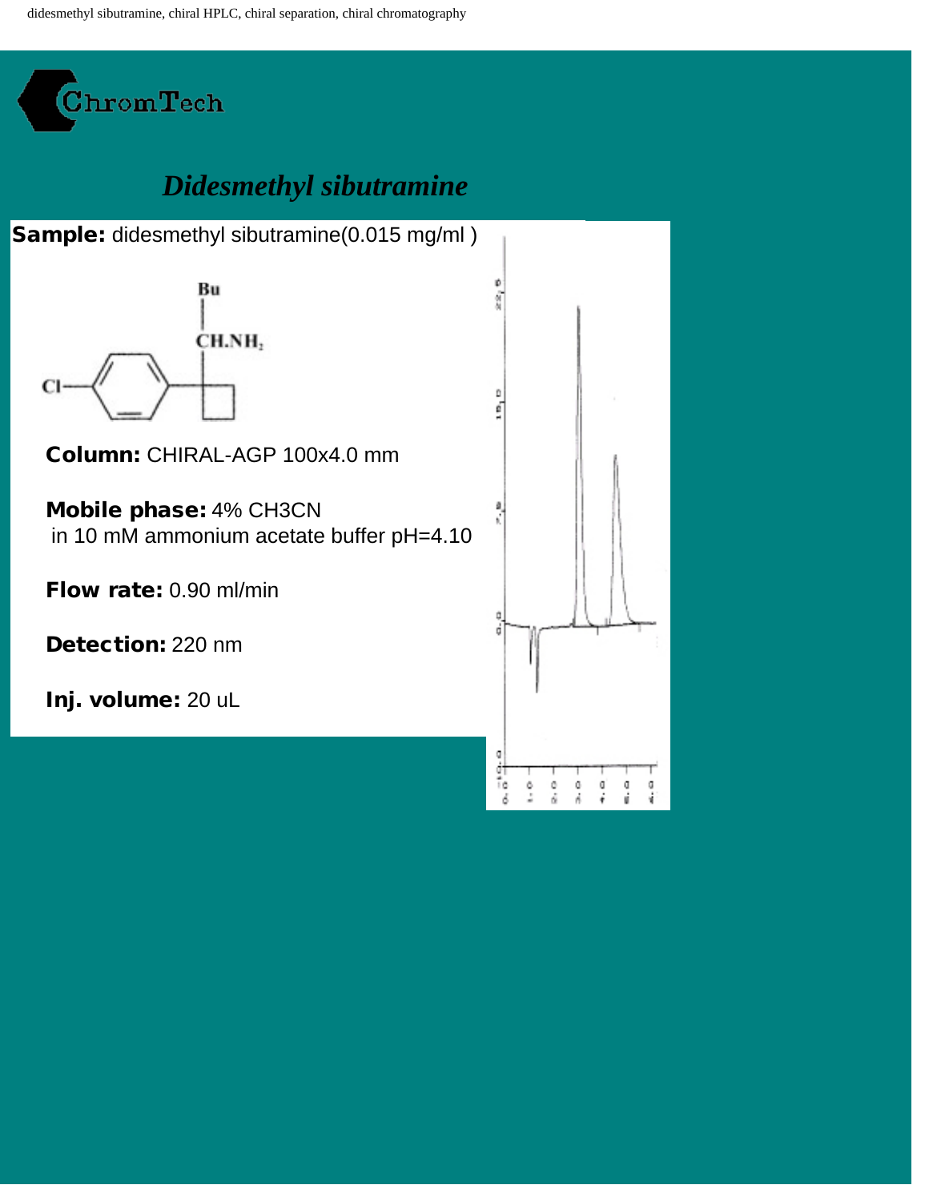# Didesmethyl sibutramine

**Sample:** didesmethyl sibutramine(0.015 mg/ml )

**Column:** CHIRAL-AGP 100x4.0 mm

**Mobile phase:** 4% CH3CN in 10 mM ammonium acetate buffer pH=4.10

**Flow rate:** 0.90 ml/min

**Detection:** 220 nm

**Inj. volume:** 20 uL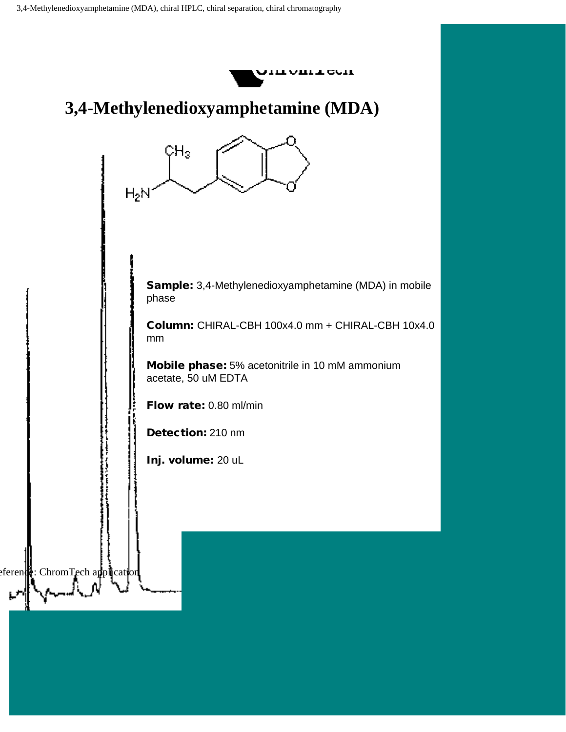# 3,4-Methylenedioxyamphetamine (MDA)

**Sample:** 3,4-Methylenedioxyamphetamine (MDA) in mobile phase

**Column:** CHIRAL-CBH 100x4.0 mm + CHIRAL-CBH 10x4.0 mm

**Mobile phase:** 5% acetonitrile in 10 mM ammonium acetate, 50 uM EDTA

**Flow rate:** 0.80 ml/min

**Detection:** 210 nm

**Inj. volume:** 20 uL

Reference: ChromTech application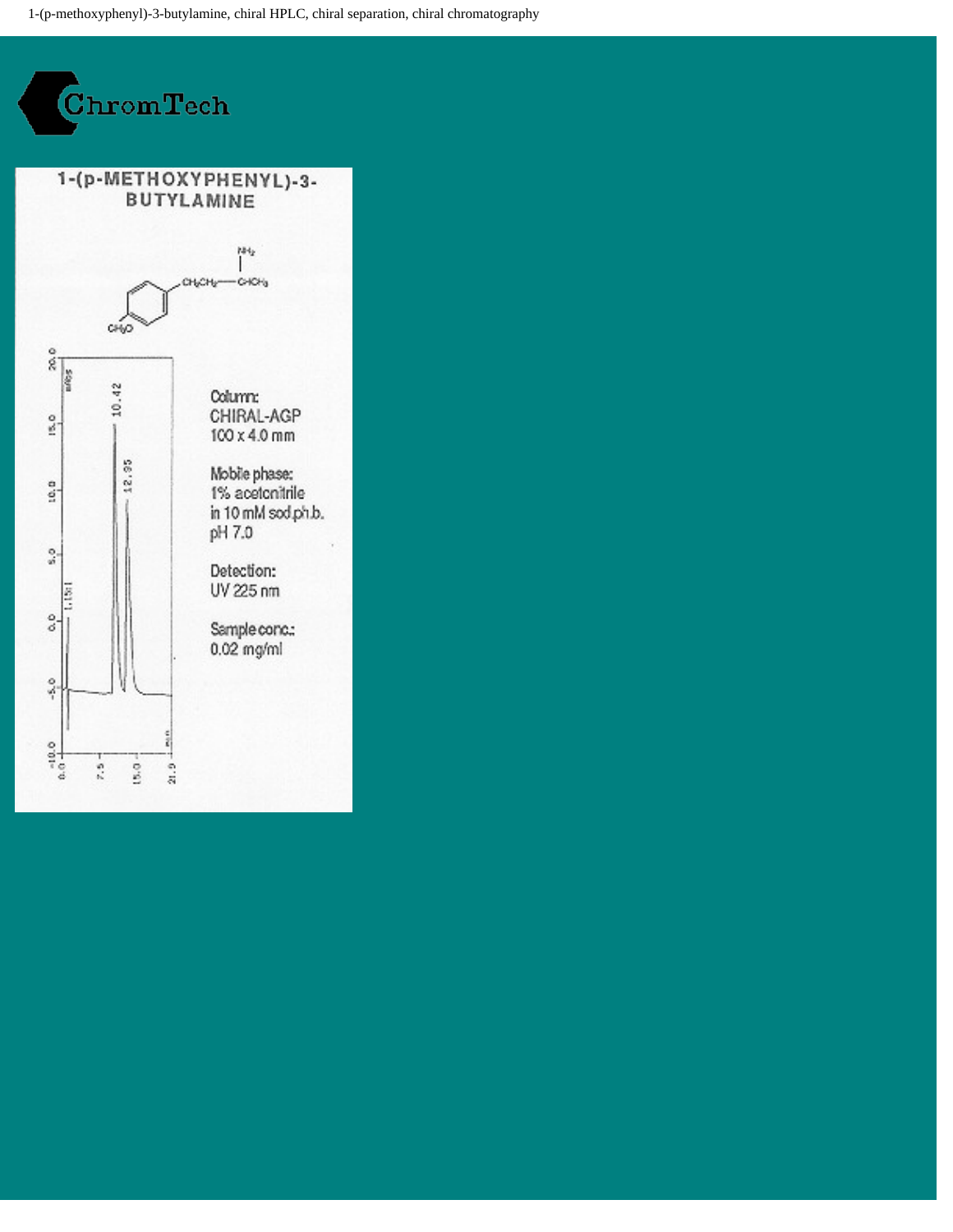1-(p-methoxyphenyl)-3-butylamine, chiral HPLC, chiral separation, chiral chromatography

ChromTech

# 1-(p-METHOXYPHENYL)-3-BUTYLAMINE

Column:
CHIRAL-AGP
100 x 4.0 mm

Mobile phase:
1% acetonitrile
in 10 mM sod.ph.b.
pH 7.0

Detection:
UV 225 nm

Sample conc.:
0.02 mg/ml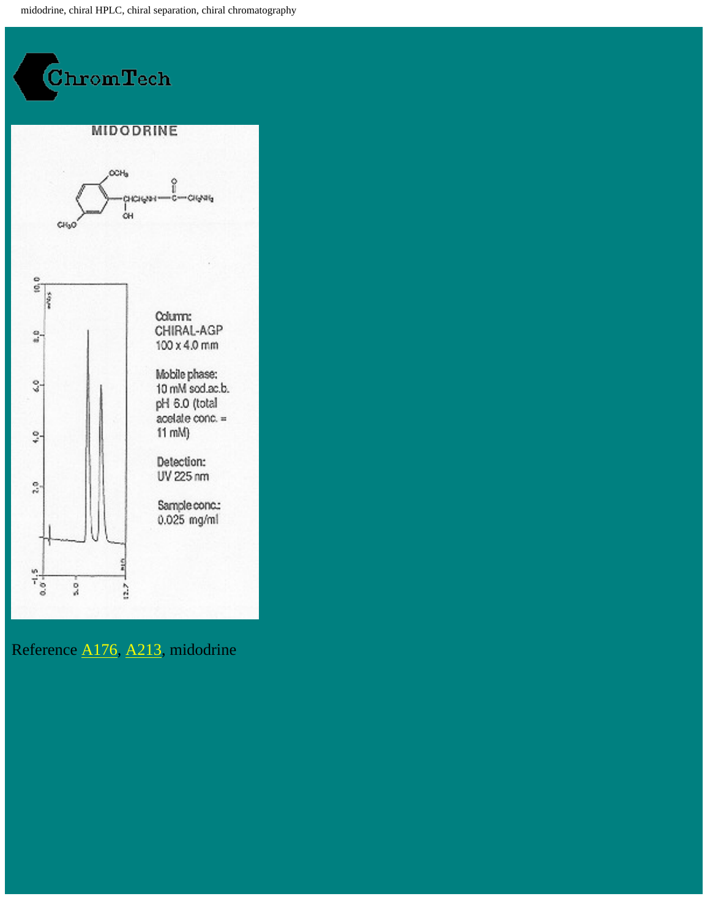midodrine, chiral HPLC, chiral separation, chiral chromatography

ChromTech

MIDODRINE

Column:
CHIRAL-AGP
100 x 4.0 mm

Mobile phase:
10 mM sod.ac.b.
pH 6.0 (total acetate conc. = 11 mM)

Detection:
UV 225 nm

Sample conc.:
0.025 mg/ml

Reference A176, A213, midodrine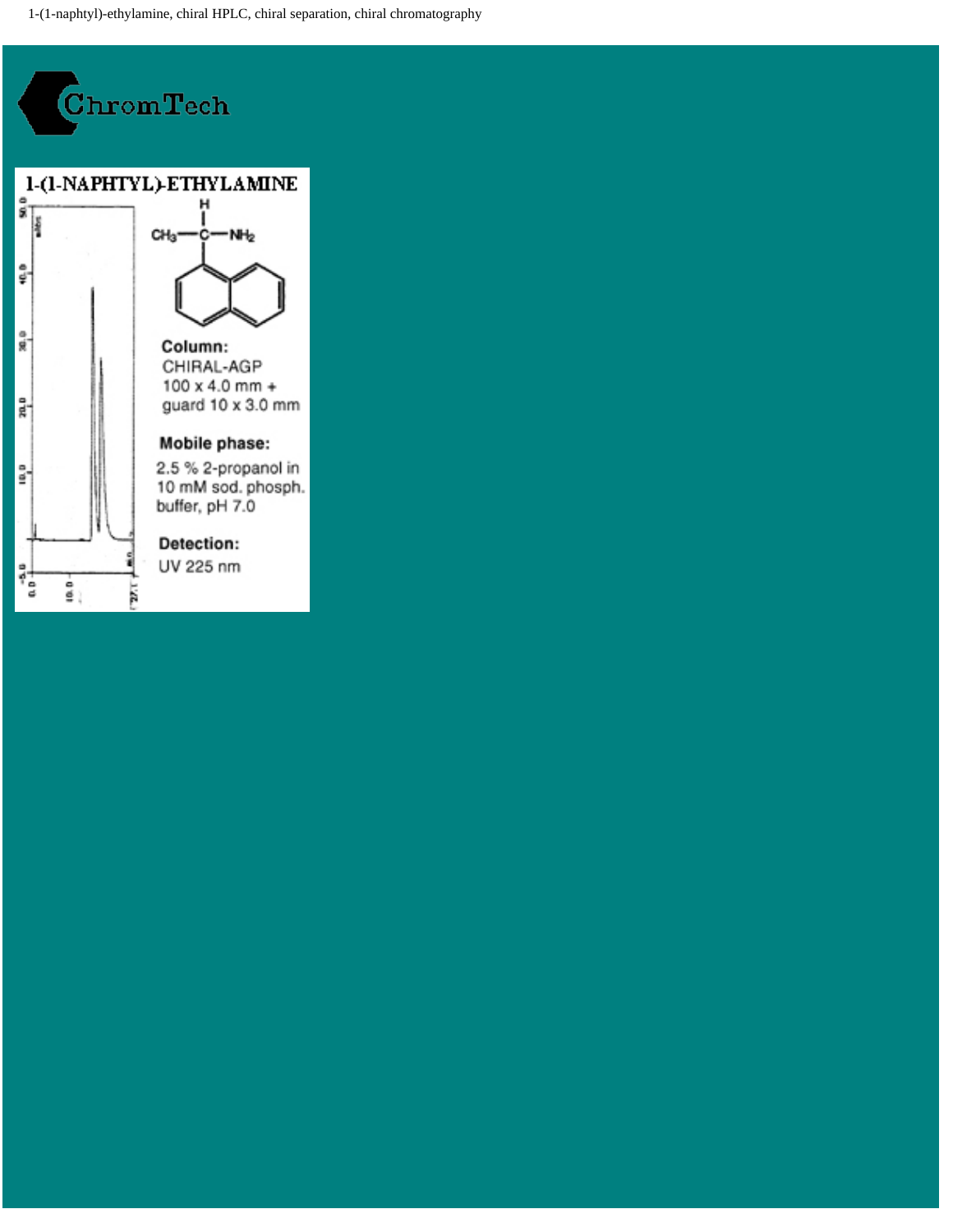1-(1-naphtyl)-ethylamine, chiral HPLC, chiral separation, chiral chromatography

ChromTech

## 1-(1-NAPHTYL)-ETHYLAMINE

**Column:**
CHIRAL-AGP
100 x 4.0 mm +
guard 10 x 3.0 mm

**Mobile phase:**
2.5 % 2-propanol in
10 mM sod. phosph.
buffer, pH 7.0

**Detection:**
UV 225 nm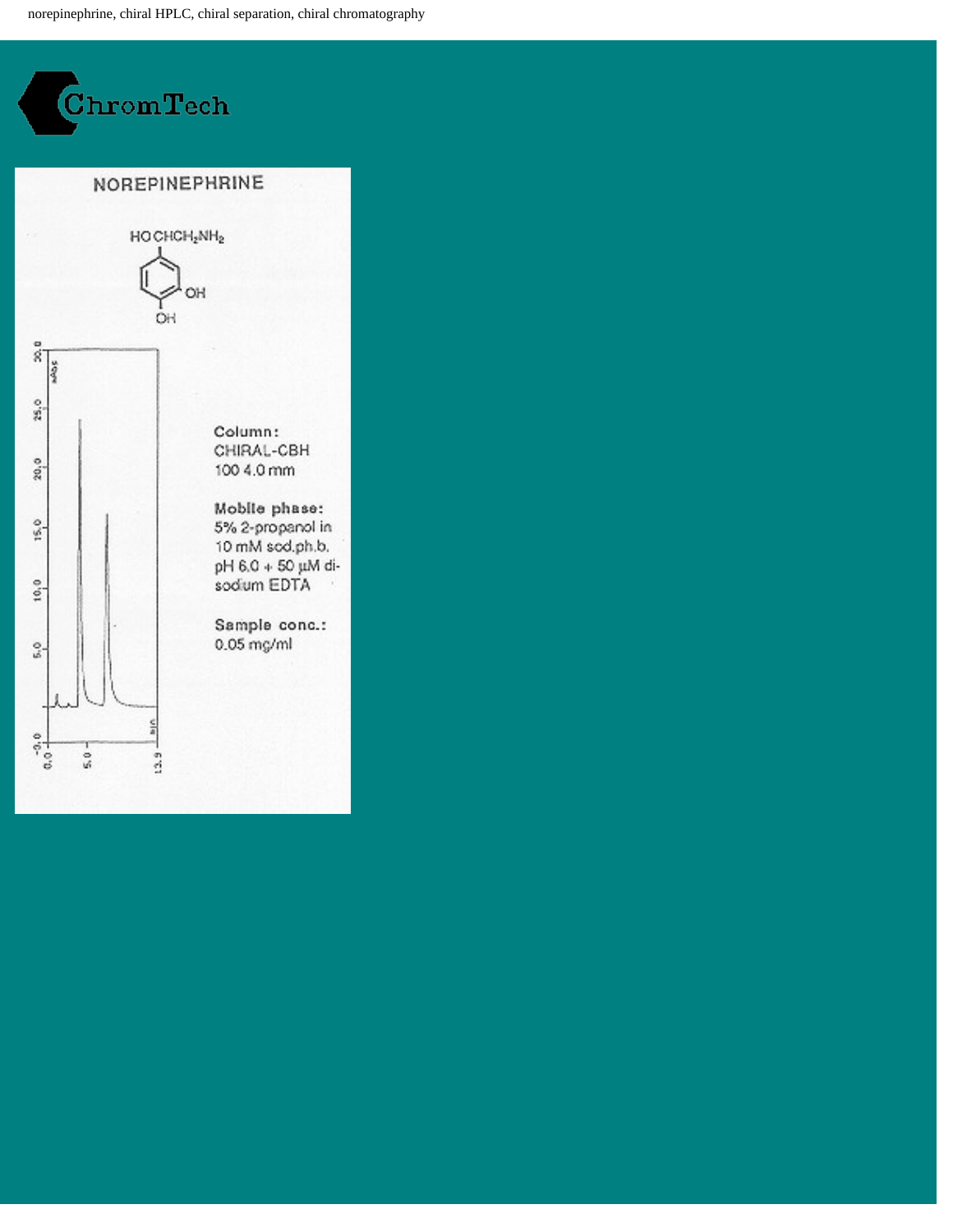norepinephrine, chiral HPLC, chiral separation, chiral chromatography

ChromTech

## NOREPINEPHRINE

HO CHCH$_2$NH$_2$

**Column:**
CHIRAL-CBH
100 4.0 mm

**Mobile phase:**
5% 2-propanol in
10 mM sod.ph.b.
pH 6.0 + 50 µM di-
sodium EDTA

**Sample conc.:**
0.05 mg/ml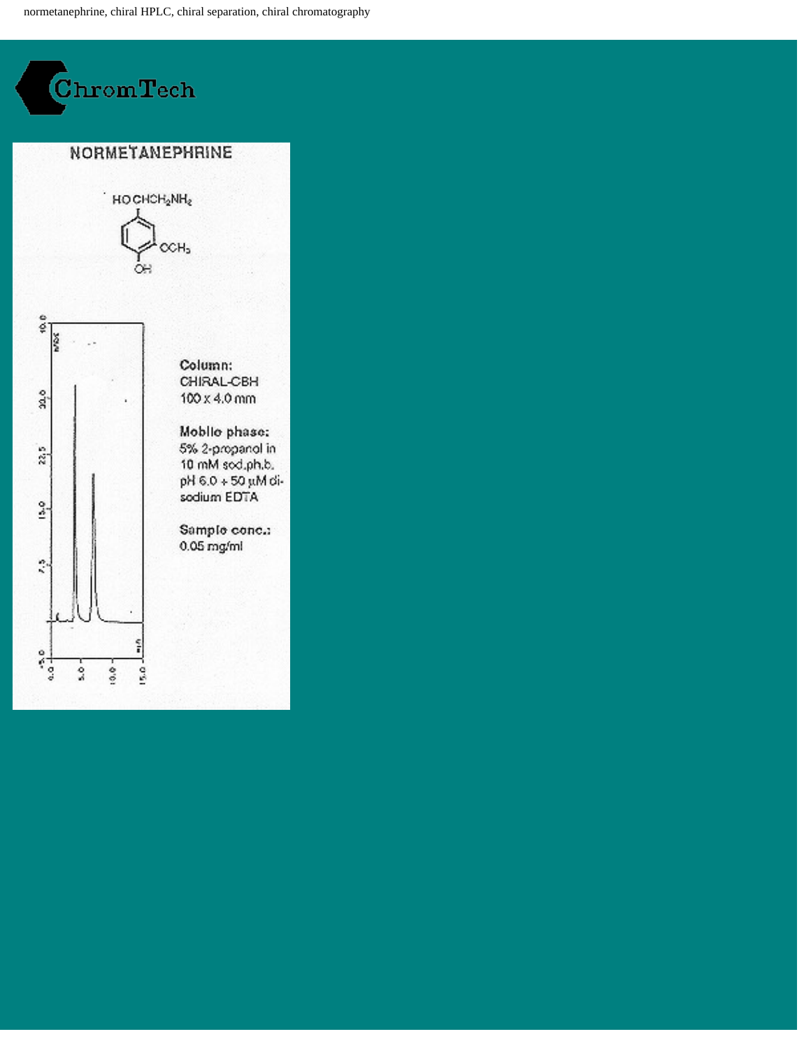normetanephrine, chiral HPLC, chiral separation, chiral chromatography

ChromTech

# NORMETANEPHRINE

HOCHCH$_2$NH$_2$

OCH$_3$

OH

**Column:**
CHIRAL-CBH
100 x 4.0 mm

**Mobile phase:**
5% 2-propanol in 10 mM sod.ph.b. pH 6.0 + 50 µM di-sodium EDTA

**Sample conc.:**
0.05 mg/ml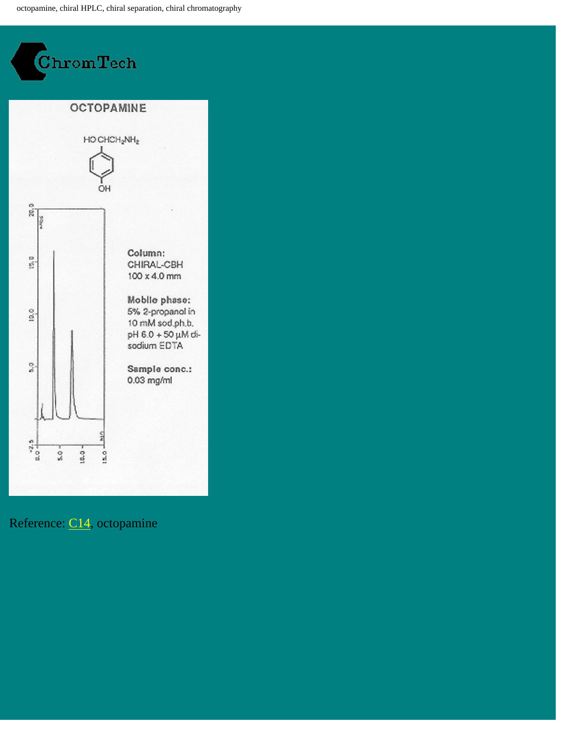octopamine, chiral HPLC, chiral separation, chiral chromatography

ChromTech

## OCTOPAMINE

HO CHCH$_2$NH$_2$

OH

**Column:**
CHIRAL-CBH
100 x 4.0 mm

**Mobile phase:**
5% 2-propanol in 10 mM sod.ph.b. pH 6.0 + 50 µM di-sodium EDTA

**Sample conc.:**
0.03 mg/ml

Reference: C14, octopamine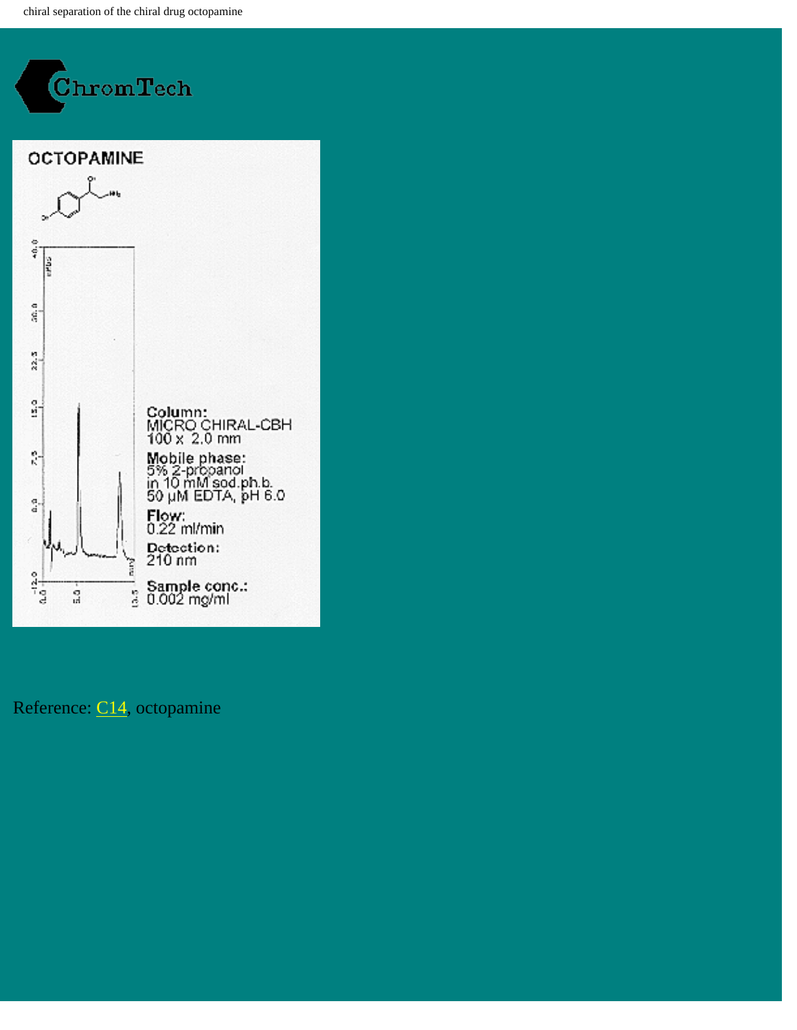chiral separation of the chiral drug octopamine

ChromTech

## OCTOPAMINE

**Column:**
MICRO CHIRAL-CBH
100 x 2.0 mm

**Mobile phase:**
5% 2-propanol
in 10 mM sod.ph.b.
50 µM EDTA, pH 6.0

**Flow:**
0.22 ml/min

**Detection:**
210 nm

**Sample conc.:**
0.002 mg/ml

Reference: C14, octopamine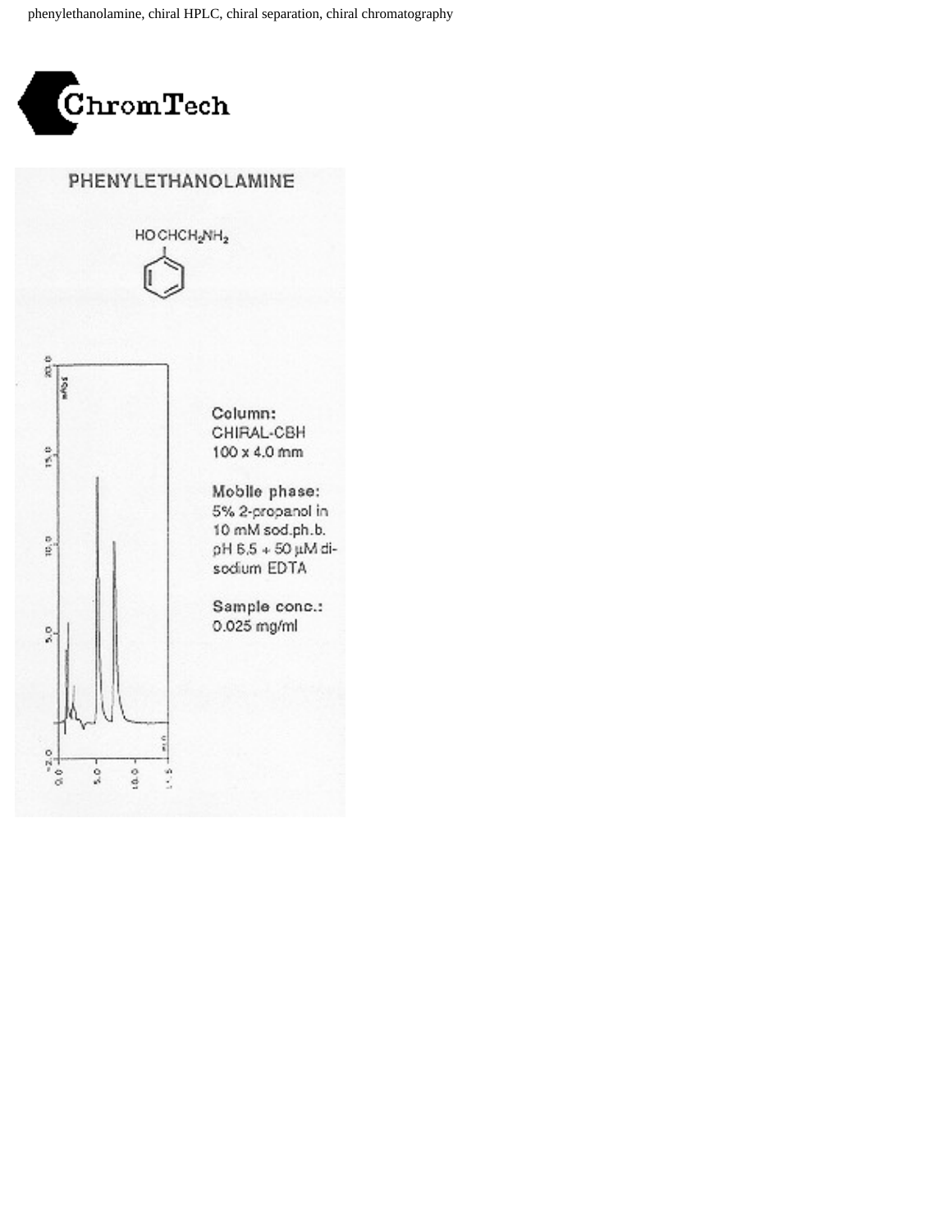phenylethanolamine, chiral HPLC, chiral separation, chiral chromatography

ChromTech

## PHENYLETHANOLAMINE

HOCHCH$_2$NH$_2$

**Column:**
CHIRAL-CBH
100 x 4.0 mm

**Mobile phase:**
5% 2-propanol in
10 mM sod.ph.b.
pH 6.5 + 50 µM di-
sodium EDTA

**Sample conc.:**
0.025 mg/ml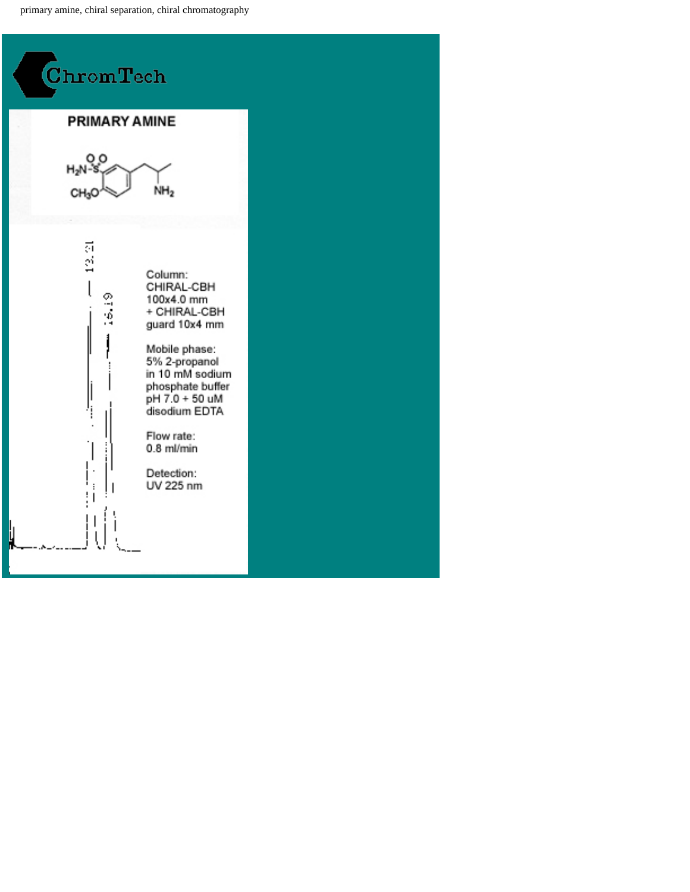primary amine, chiral separation, chiral chromatography

ChromTech

**PRIMARY AMINE**

12.21

16.19

Column:
CHIRAL-CBH
100x4.0 mm
+ CHIRAL-CBH
guard 10x4 mm

Mobile phase:
5% 2-propanol
in 10 mM sodium
phosphate buffer
pH 7.0 + 50 uM
disodium EDTA

Flow rate:
0.8 ml/min

Detection:
UV 225 nm